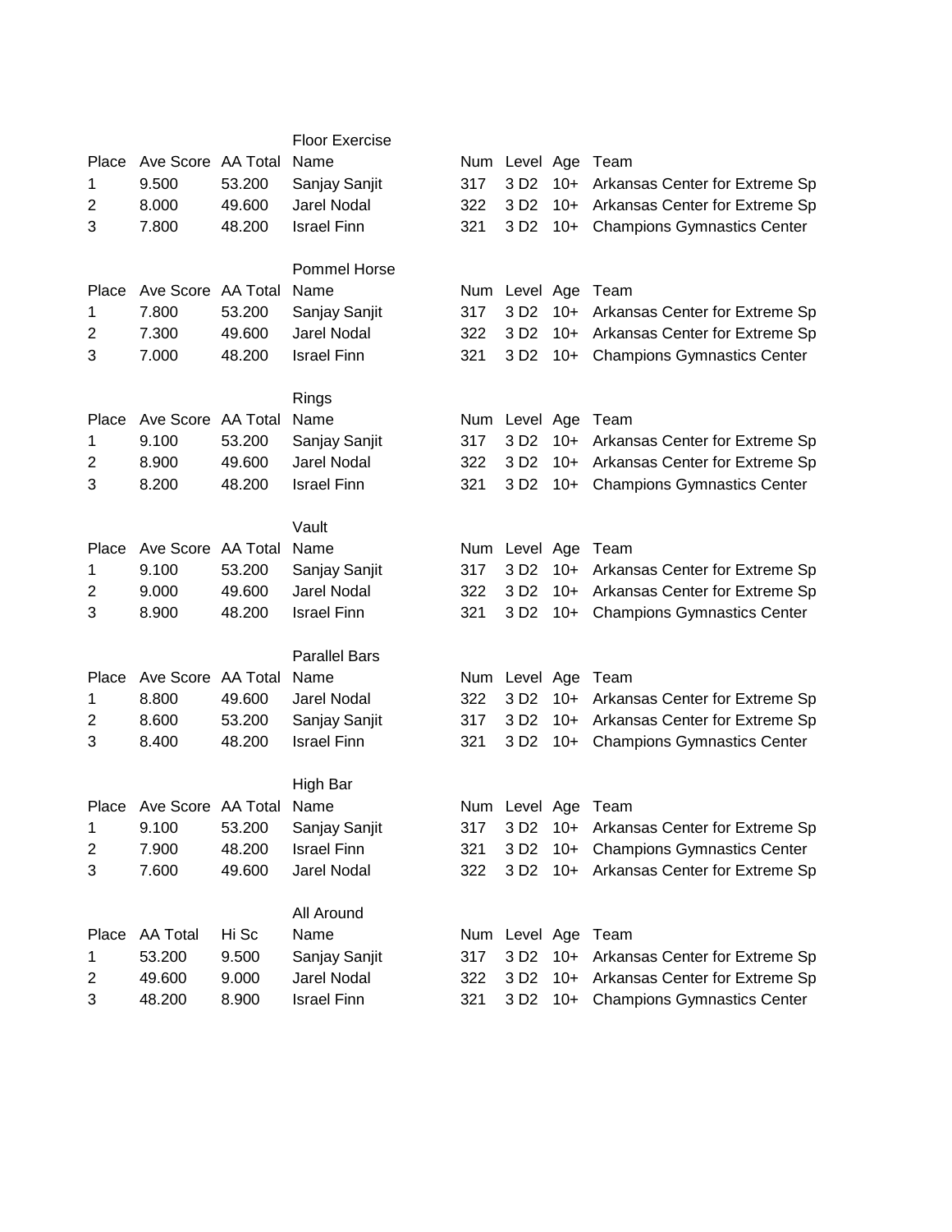## Floor Exercise

| Place | Ave Score | AA Total | Name | Num | Level | Age | Team |
| --- | --- | --- | --- | --- | --- | --- | --- |
| 1 | 9.500 | 53.200 | Sanjay Sanjit | 317 | 3 D2 | 10+ | Arkansas Center for Extreme Sp |
| 2 | 8.000 | 49.600 | Jarel Nodal | 322 | 3 D2 | 10+ | Arkansas Center for Extreme Sp |
| 3 | 7.800 | 48.200 | Israel Finn | 321 | 3 D2 | 10+ | Champions Gymnastics Center |

## Pommel Horse

| Place | Ave Score | AA Total | Name | Num | Level | Age | Team |
| --- | --- | --- | --- | --- | --- | --- | --- |
| 1 | 7.800 | 53.200 | Sanjay Sanjit | 317 | 3 D2 | 10+ | Arkansas Center for Extreme Sp |
| 2 | 7.300 | 49.600 | Jarel Nodal | 322 | 3 D2 | 10+ | Arkansas Center for Extreme Sp |
| 3 | 7.000 | 48.200 | Israel Finn | 321 | 3 D2 | 10+ | Champions Gymnastics Center |

## Rings

| Place | Ave Score | AA Total | Name | Num | Level | Age | Team |
| --- | --- | --- | --- | --- | --- | --- | --- |
| 1 | 9.100 | 53.200 | Sanjay Sanjit | 317 | 3 D2 | 10+ | Arkansas Center for Extreme Sp |
| 2 | 8.900 | 49.600 | Jarel Nodal | 322 | 3 D2 | 10+ | Arkansas Center for Extreme Sp |
| 3 | 8.200 | 48.200 | Israel Finn | 321 | 3 D2 | 10+ | Champions Gymnastics Center |

## Vault

| Place | Ave Score | AA Total | Name | Num | Level | Age | Team |
| --- | --- | --- | --- | --- | --- | --- | --- |
| 1 | 9.100 | 53.200 | Sanjay Sanjit | 317 | 3 D2 | 10+ | Arkansas Center for Extreme Sp |
| 2 | 9.000 | 49.600 | Jarel Nodal | 322 | 3 D2 | 10+ | Arkansas Center for Extreme Sp |
| 3 | 8.900 | 48.200 | Israel Finn | 321 | 3 D2 | 10+ | Champions Gymnastics Center |

## Parallel Bars

| Place | Ave Score | AA Total | Name | Num | Level | Age | Team |
| --- | --- | --- | --- | --- | --- | --- | --- |
| 1 | 8.800 | 49.600 | Jarel Nodal | 322 | 3 D2 | 10+ | Arkansas Center for Extreme Sp |
| 2 | 8.600 | 53.200 | Sanjay Sanjit | 317 | 3 D2 | 10+ | Arkansas Center for Extreme Sp |
| 3 | 8.400 | 48.200 | Israel Finn | 321 | 3 D2 | 10+ | Champions Gymnastics Center |

## High Bar

| Place | Ave Score | AA Total | Name | Num | Level | Age | Team |
| --- | --- | --- | --- | --- | --- | --- | --- |
| 1 | 9.100 | 53.200 | Sanjay Sanjit | 317 | 3 D2 | 10+ | Arkansas Center for Extreme Sp |
| 2 | 7.900 | 48.200 | Israel Finn | 321 | 3 D2 | 10+ | Champions Gymnastics Center |
| 3 | 7.600 | 49.600 | Jarel Nodal | 322 | 3 D2 | 10+ | Arkansas Center for Extreme Sp |

## All Around

| Place | AA Total | Hi Sc | Name | Num | Level | Age | Team |
| --- | --- | --- | --- | --- | --- | --- | --- |
| 1 | 53.200 | 9.500 | Sanjay Sanjit | 317 | 3 D2 | 10+ | Arkansas Center for Extreme Sp |
| 2 | 49.600 | 9.000 | Jarel Nodal | 322 | 3 D2 | 10+ | Arkansas Center for Extreme Sp |
| 3 | 48.200 | 8.900 | Israel Finn | 321 | 3 D2 | 10+ | Champions Gymnastics Center |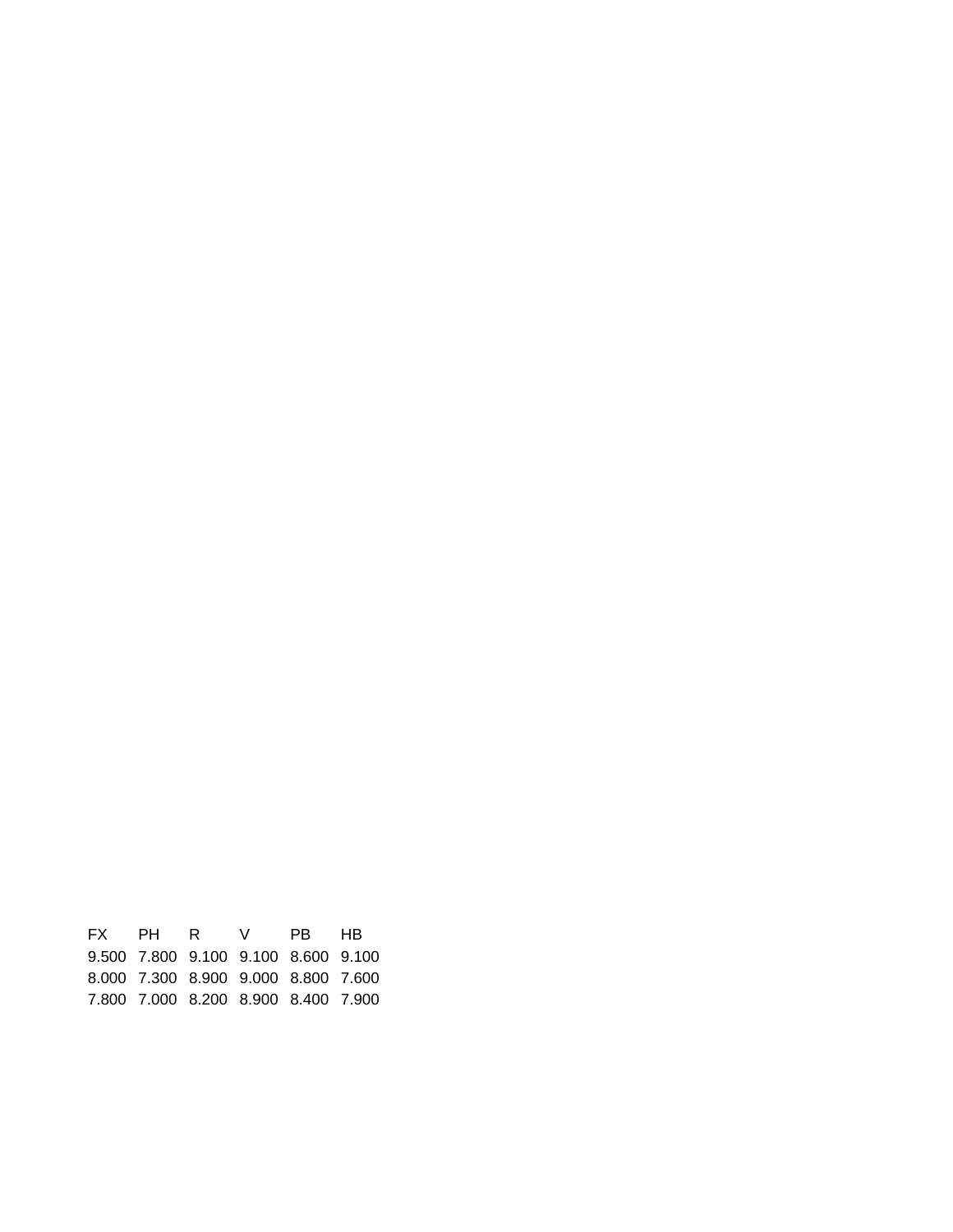| FX | PH | R | V | PB | HB |
|---|---|---|---|---|---|
| 9.500 | 7.800 | 9.100 | 9.100 | 8.600 | 9.100 |
| 8.000 | 7.300 | 8.900 | 9.000 | 8.800 | 7.600 |
| 7.800 | 7.000 | 8.200 | 8.900 | 8.400 | 7.900 |